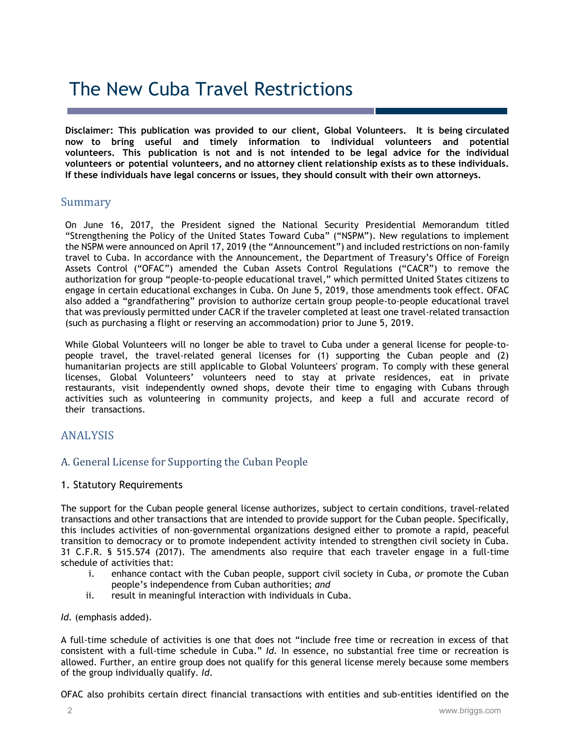# The New Cuba Travel Restrictions

**Disclaimer: This publication was provided to our client, Global Volunteers. It is being circulated now to bring useful and timely information to individual volunteers and potential volunteers. This publication is not and is not intended to be legal advice for the individual volunteers or potential volunteers, and no attorney client relationship exists as to these individuals. If these individuals have legal concerns or issues, they should consult with their own attorneys.**

## Summary

On June 16, 2017, the President signed the National Security Presidential Memorandum titled "Strengthening the Policy of the United States Toward Cuba" ("NSPM"). New regulations to implement the NSPM were announced on April 17, 2019 (the "Announcement") and included restrictions on non-family travel to Cuba. In accordance with the Announcement, the Department of Treasury's Office of Foreign Assets Control ("OFAC") amended the Cuban Assets Control Regulations ("CACR") to remove the authorization for group "people-to-people educational travel," which permitted United States citizens to engage in certain educational exchanges in Cuba. On June 5, 2019, those amendments took effect. OFAC also added a "grandfathering" provision to authorize certain group people-to-people educational travel that was previously permitted under CACR if the traveler completed at least one travel-related transaction (such as purchasing a flight or reserving an accommodation) prior to June 5, 2019.

While Global Volunteers will no longer be able to travel to Cuba under a general license for people-to-people travel, the travel-related general licenses for (1) supporting the Cuban people and (2) humanitarian projects are still applicable to Global Volunteers' program. To comply with these general licenses, Global Volunteers' volunteers need to stay at private residences, eat in private restaurants, visit independently owned shops, devote their time to engaging with Cubans through activities such as volunteering in community projects, and keep a full and accurate record of their transactions.

## ANALYSIS

### A. General License for Supporting the Cuban People

#### 1. Statutory Requirements

The support for the Cuban people general license authorizes, subject to certain conditions, travel-related transactions and other transactions that are intended to provide support for the Cuban people. Specifically, this includes activities of non-governmental organizations designed either to promote a rapid, peaceful transition to democracy or to promote independent activity intended to strengthen civil society in Cuba. 31 C.F.R. § 515.574 (2017). The amendments also require that each traveler engage in a full-time schedule of activities that:

i. enhance contact with the Cuban people, support civil society in Cuba, *or* promote the Cuban people's independence from Cuban authorities; *and*
ii. result in meaningful interaction with individuals in Cuba.

*Id.* (emphasis added).

A full-time schedule of activities is one that does not "include free time or recreation in excess of that consistent with a full-time schedule in Cuba." *Id.* In essence, no substantial free time or recreation is allowed. Further, an entire group does not qualify for this general license merely because some members of the group individually qualify. *Id.*

OFAC also prohibits certain direct financial transactions with entities and sub-entities identified on the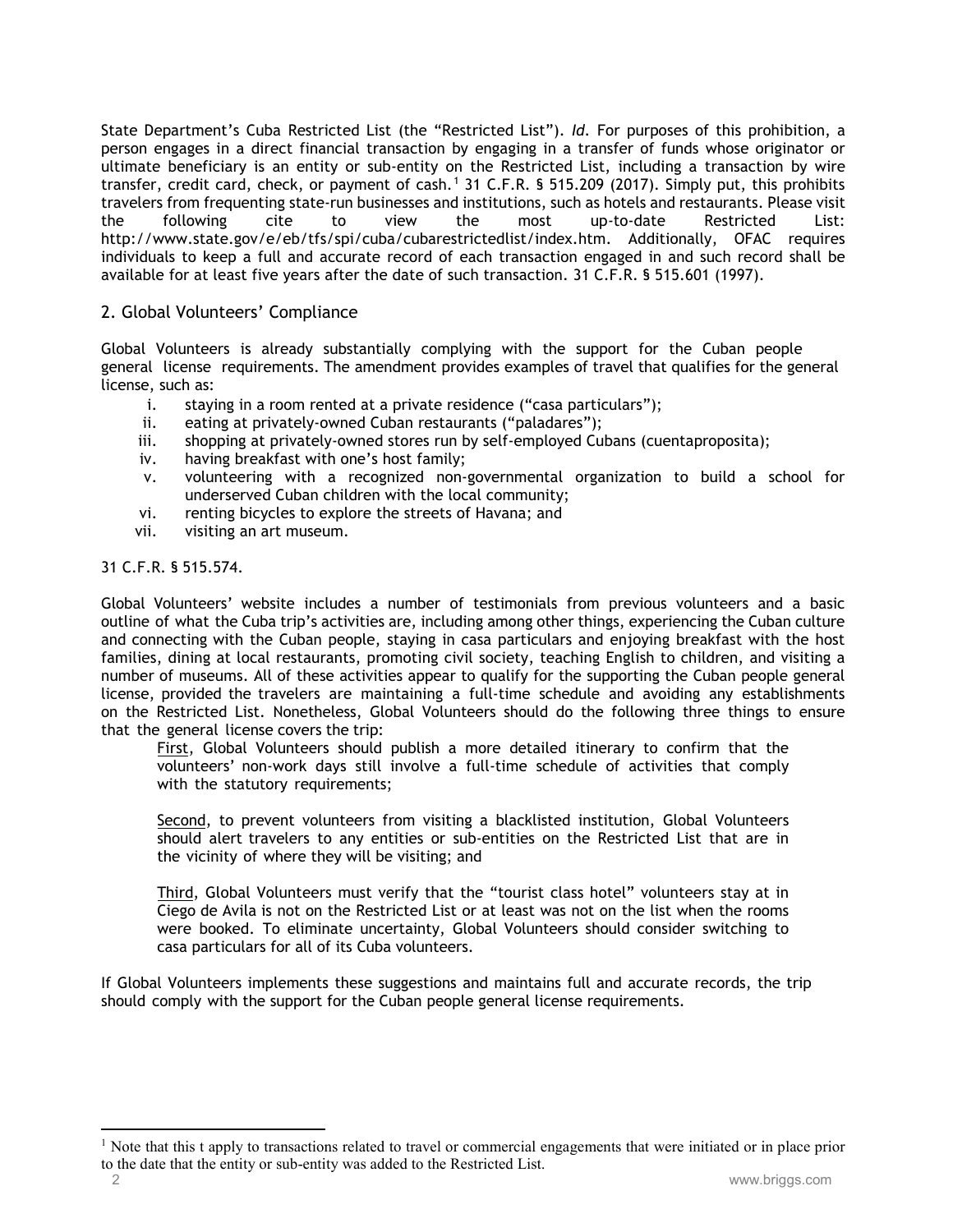State Department's Cuba Restricted List (the "Restricted List"). *Id.* For purposes of this prohibition, a person engages in a direct financial transaction by engaging in a transfer of funds whose originator or ultimate beneficiary is an entity or sub-entity on the Restricted List, including a transaction by wire transfer, credit card, check, or payment of cash.[1] 31 C.F.R. § 515.209 (2017). Simply put, this prohibits travelers from frequenting state-run businesses and institutions, such as hotels and restaurants. Please visit the following cite to view the most up-to-date Restricted List: http://www.state.gov/e/eb/tfs/spi/cuba/cubarestrictedlist/index.htm. Additionally, OFAC requires individuals to keep a full and accurate record of each transaction engaged in and such record shall be available for at least five years after the date of such transaction. 31 C.F.R. § 515.601 (1997).

## 2. Global Volunteers' Compliance

Global Volunteers is already substantially complying with the support for the Cuban people general license requirements. The amendment provides examples of travel that qualifies for the general license, such as:

i. staying in a room rented at a private residence ("casa particulars");
ii. eating at privately-owned Cuban restaurants ("paladares");
iii. shopping at privately-owned stores run by self-employed Cubans (cuentaproposita);
iv. having breakfast with one's host family;
v. volunteering with a recognized non-governmental organization to build a school for underserved Cuban children with the local community;
vi. renting bicycles to explore the streets of Havana; and
vii. visiting an art museum.

31 C.F.R. § 515.574.

Global Volunteers' website includes a number of testimonials from previous volunteers and a basic outline of what the Cuba trip's activities are, including among other things, experiencing the Cuban culture and connecting with the Cuban people, staying in casa particulars and enjoying breakfast with the host families, dining at local restaurants, promoting civil society, teaching English to children, and visiting a number of museums. All of these activities appear to qualify for the supporting the Cuban people general license, provided the travelers are maintaining a full-time schedule and avoiding any establishments on the Restricted List. Nonetheless, Global Volunteers should do the following three things to ensure that the general license covers the trip:

<u>First</u>, Global Volunteers should publish a more detailed itinerary to confirm that the volunteers' non-work days still involve a full-time schedule of activities that comply with the statutory requirements;

<u>Second</u>, to prevent volunteers from visiting a blacklisted institution, Global Volunteers should alert travelers to any entities or sub-entities on the Restricted List that are in the vicinity of where they will be visiting; and

<u>Third</u>, Global Volunteers must verify that the "tourist class hotel" volunteers stay at in Ciego de Avila is not on the Restricted List or at least was not on the list when the rooms were booked. To eliminate uncertainty, Global Volunteers should consider switching to casa particulars for all of its Cuba volunteers.

If Global Volunteers implements these suggestions and maintains full and accurate records, the trip should comply with the support for the Cuban people general license requirements.

---

[1] Note that this t apply to transactions related to travel or commercial engagements that were initiated or in place prior to the date that the entity or sub-entity was added to the Restricted List.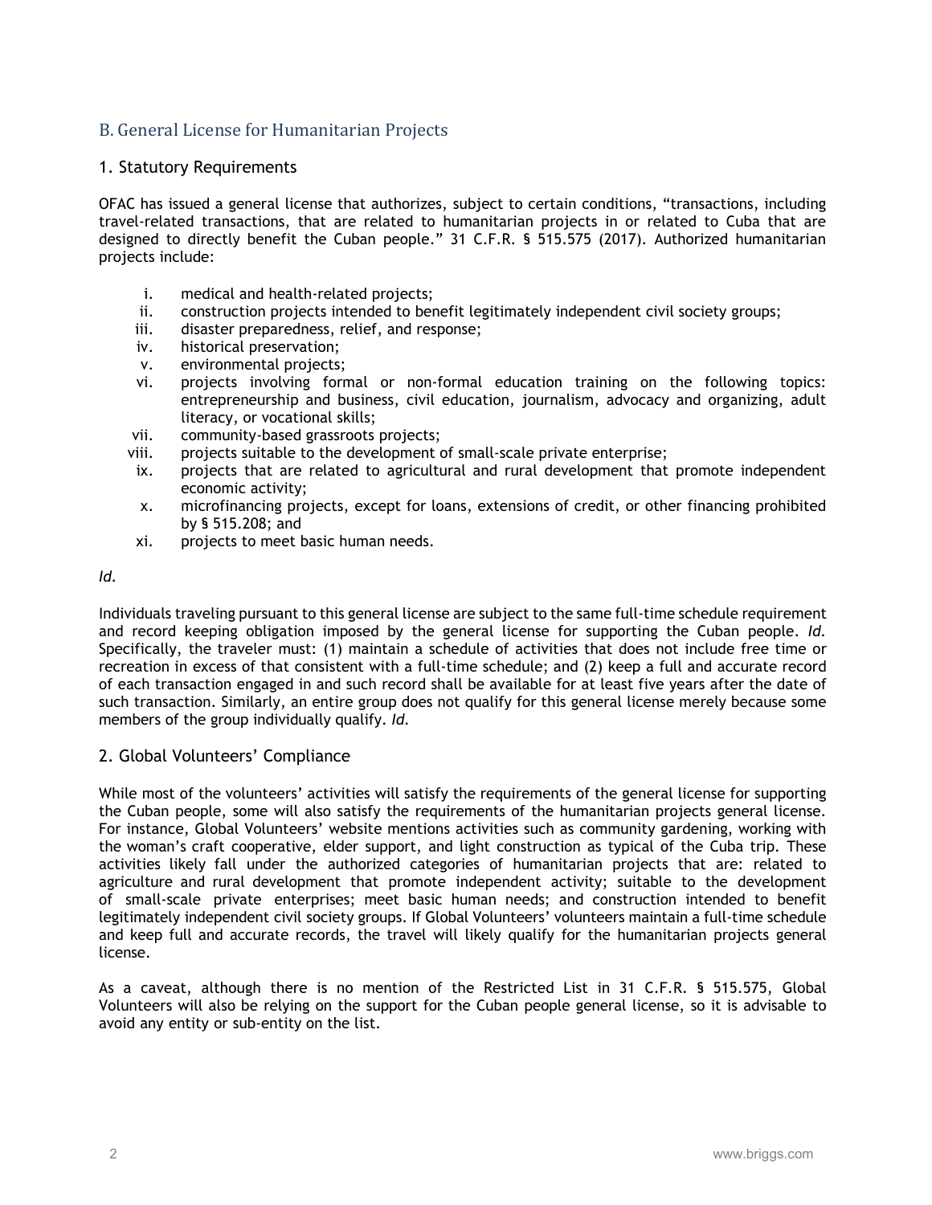## B. General License for Humanitarian Projects

### 1. Statutory Requirements

OFAC has issued a general license that authorizes, subject to certain conditions, "transactions, including travel-related transactions, that are related to humanitarian projects in or related to Cuba that are designed to directly benefit the Cuban people." 31 C.F.R. § 515.575 (2017). Authorized humanitarian projects include:

i. medical and health-related projects;
ii. construction projects intended to benefit legitimately independent civil society groups;
iii. disaster preparedness, relief, and response;
iv. historical preservation;
v. environmental projects;
vi. projects involving formal or non-formal education training on the following topics: entrepreneurship and business, civil education, journalism, advocacy and organizing, adult literacy, or vocational skills;
vii. community-based grassroots projects;
viii. projects suitable to the development of small-scale private enterprise;
ix. projects that are related to agricultural and rural development that promote independent economic activity;
x. microfinancing projects, except for loans, extensions of credit, or other financing prohibited by § 515.208; and
xi. projects to meet basic human needs.

*Id.*

Individuals traveling pursuant to this general license are subject to the same full-time schedule requirement and record keeping obligation imposed by the general license for supporting the Cuban people. *Id.* Specifically, the traveler must: (1) maintain a schedule of activities that does not include free time or recreation in excess of that consistent with a full-time schedule; and (2) keep a full and accurate record of each transaction engaged in and such record shall be available for at least five years after the date of such transaction. Similarly, an entire group does not qualify for this general license merely because some members of the group individually qualify. *Id.*

### 2. Global Volunteers' Compliance

While most of the volunteers' activities will satisfy the requirements of the general license for supporting the Cuban people, some will also satisfy the requirements of the humanitarian projects general license. For instance, Global Volunteers' website mentions activities such as community gardening, working with the woman's craft cooperative, elder support, and light construction as typical of the Cuba trip. These activities likely fall under the authorized categories of humanitarian projects that are: related to agriculture and rural development that promote independent activity; suitable to the development of small-scale private enterprises; meet basic human needs; and construction intended to benefit legitimately independent civil society groups. If Global Volunteers' volunteers maintain a full-time schedule and keep full and accurate records, the travel will likely qualify for the humanitarian projects general license.

As a caveat, although there is no mention of the Restricted List in 31 C.F.R. § 515.575, Global Volunteers will also be relying on the support for the Cuban people general license, so it is advisable to avoid any entity or sub-entity on the list.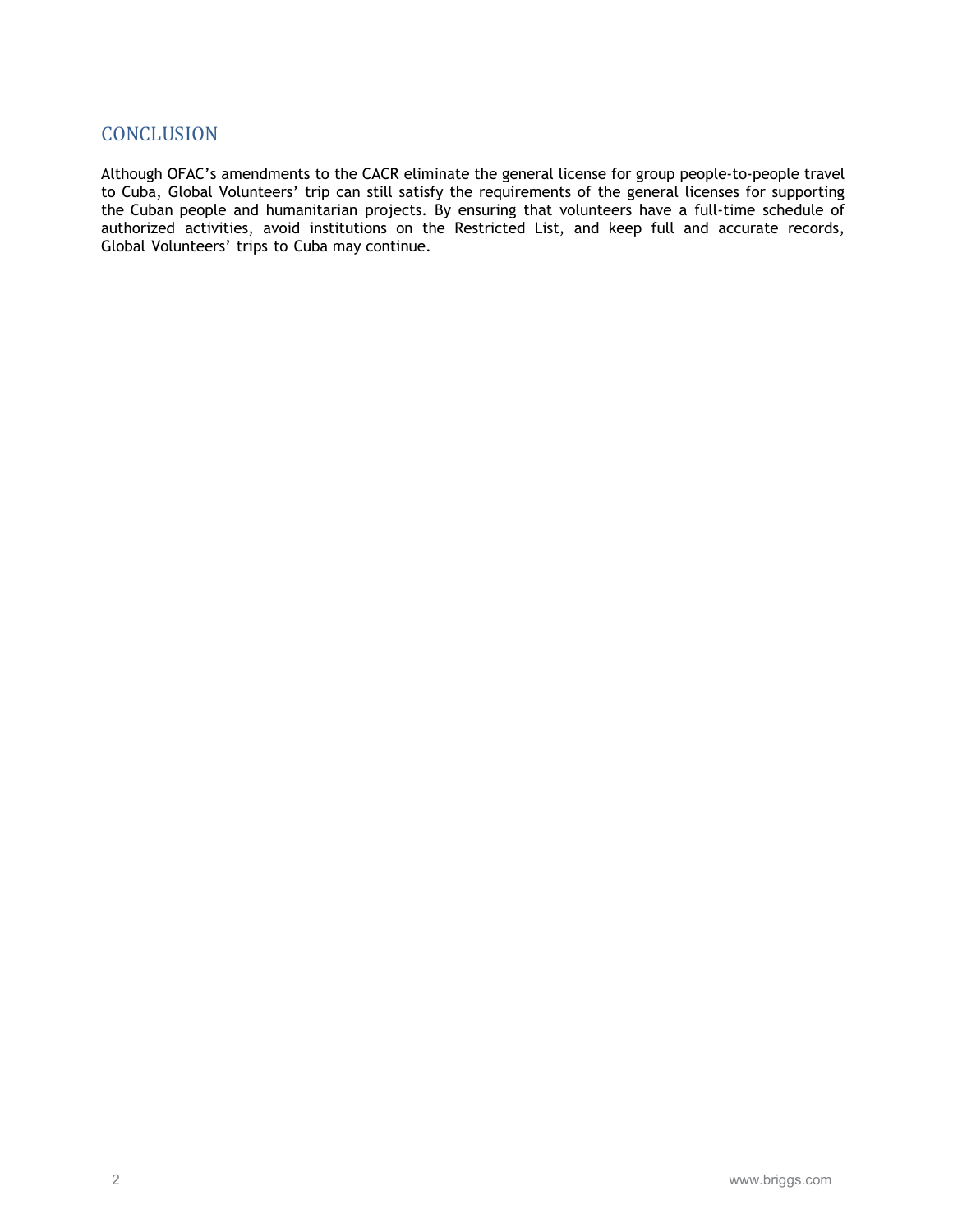## CONCLUSION

Although OFAC’s amendments to the CACR eliminate the general license for group people-to-people travel to Cuba, Global Volunteers’ trip can still satisfy the requirements of the general licenses for supporting the Cuban people and humanitarian projects. By ensuring that volunteers have a full-time schedule of authorized activities, avoid institutions on the Restricted List, and keep full and accurate records, Global Volunteers’ trips to Cuba may continue.